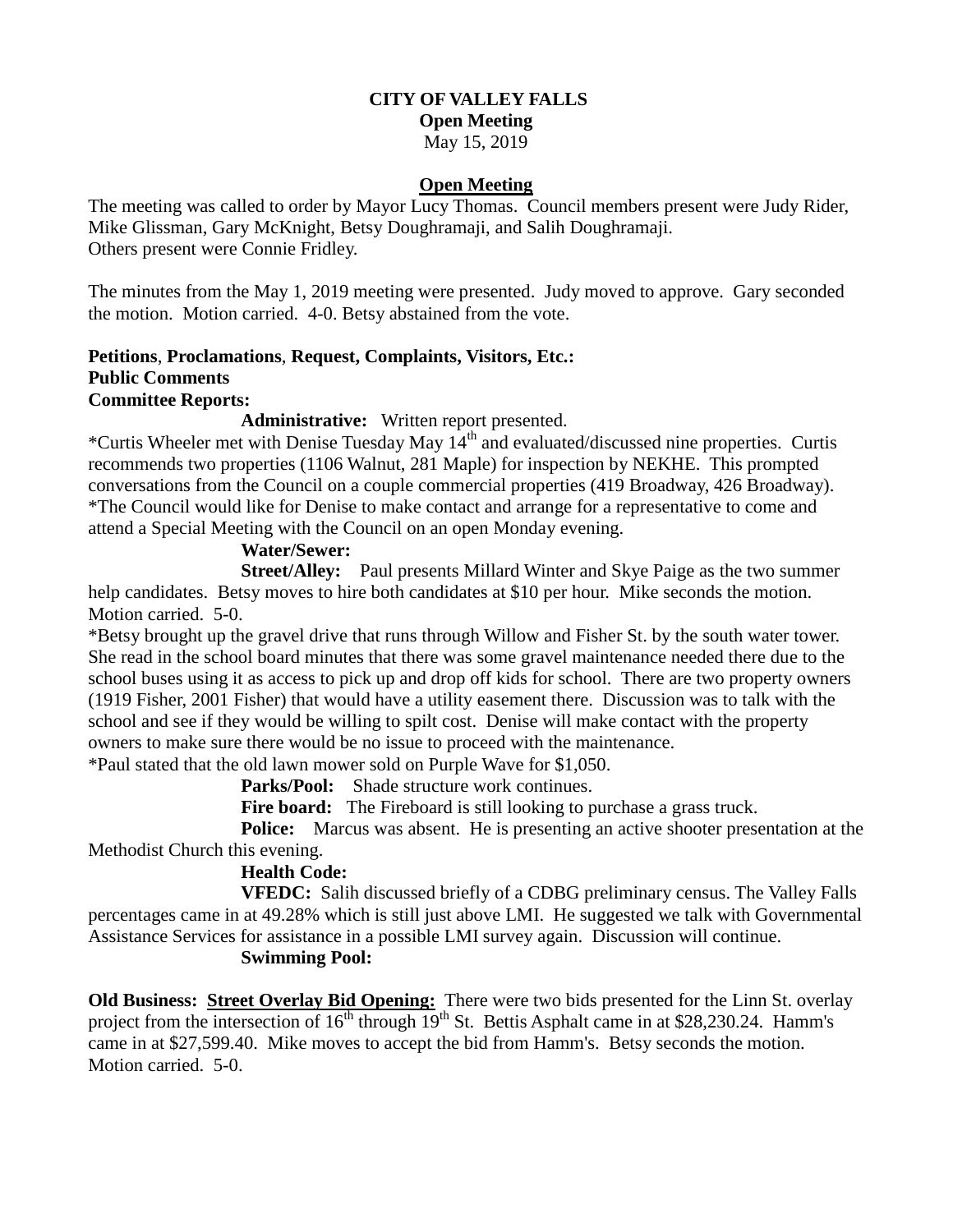**CITY OF VALLEY FALLS**
**Open Meeting**
May 15, 2019

**Open Meeting**

The meeting was called to order by Mayor Lucy Thomas. Council members present were Judy Rider, Mike Glissman, Gary McKnight, Betsy Doughramaji, and Salih Doughramaji.
Others present were Connie Fridley.

The minutes from the May 1, 2019 meeting were presented. Judy moved to approve. Gary seconded the motion. Motion carried. 4-0. Betsy abstained from the vote.

**Petitions**, **Proclamations**, **Request, Complaints, Visitors, Etc.:**
**Public Comments**
**Committee Reports:**

**Administrative:** Written report presented.
*Curtis Wheeler met with Denise Tuesday May 14th and evaluated/discussed nine properties. Curtis recommends two properties (1106 Walnut, 281 Maple) for inspection by NEKHE. This prompted conversations from the Council on a couple commercial properties (419 Broadway, 426 Broadway).
*The Council would like for Denise to make contact and arrange for a representative to come and attend a Special Meeting with the Council on an open Monday evening.

**Water/Sewer:**

**Street/Alley:** Paul presents Millard Winter and Skye Paige as the two summer help candidates. Betsy moves to hire both candidates at $10 per hour. Mike seconds the motion. Motion carried. 5-0.
*Betsy brought up the gravel drive that runs through Willow and Fisher St. by the south water tower. She read in the school board minutes that there was some gravel maintenance needed there due to the school buses using it as access to pick up and drop off kids for school. There are two property owners (1919 Fisher, 2001 Fisher) that would have a utility easement there. Discussion was to talk with the school and see if they would be willing to spilt cost. Denise will make contact with the property owners to make sure there would be no issue to proceed with the maintenance.
*Paul stated that the old lawn mower sold on Purple Wave for $1,050.

**Parks/Pool:** Shade structure work continues.

**Fire board:** The Fireboard is still looking to purchase a grass truck.

**Police:** Marcus was absent. He is presenting an active shooter presentation at the Methodist Church this evening.

**Health Code:**

**VFEDC:** Salih discussed briefly of a CDBG preliminary census. The Valley Falls percentages came in at 49.28% which is still just above LMI. He suggested we talk with Governmental Assistance Services for assistance in a possible LMI survey again. Discussion will continue.

**Swimming Pool:**

**Old Business:** **Street Overlay Bid Opening:** There were two bids presented for the Linn St. overlay project from the intersection of 16th through 19th St. Bettis Asphalt came in at $28,230.24. Hamm's came in at $27,599.40. Mike moves to accept the bid from Hamm's. Betsy seconds the motion. Motion carried. 5-0.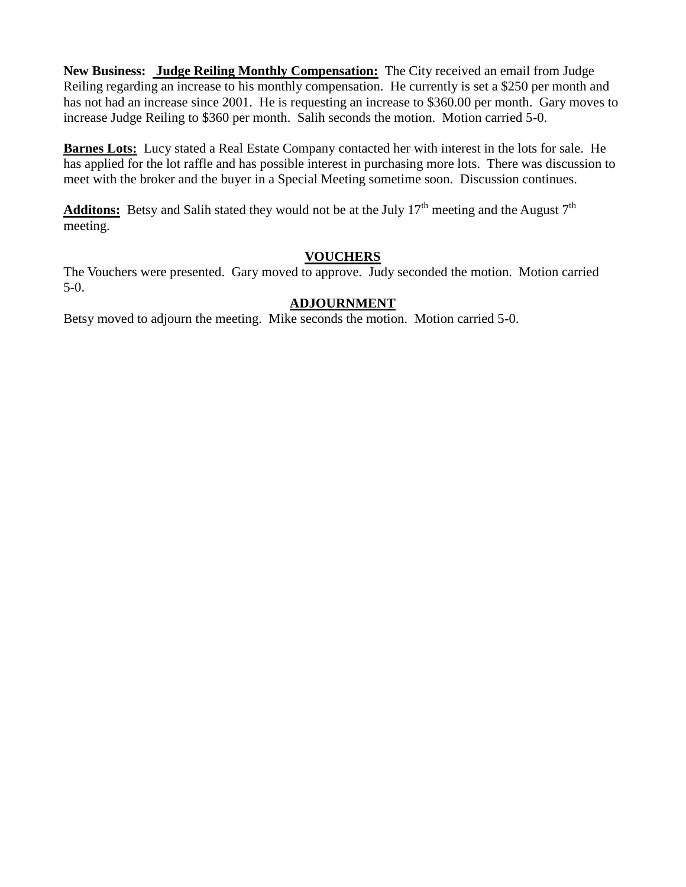**New Business:** **Judge Reiling Monthly Compensation:** The City received an email from Judge Reiling regarding an increase to his monthly compensation. He currently is set a $250 per month and has not had an increase since 2001. He is requesting an increase to $360.00 per month. Gary moves to increase Judge Reiling to $360 per month. Salih seconds the motion. Motion carried 5-0.

**Barnes Lots:** Lucy stated a Real Estate Company contacted her with interest in the lots for sale. He has applied for the lot raffle and has possible interest in purchasing more lots. There was discussion to meet with the broker and the buyer in a Special Meeting sometime soon. Discussion continues.

**Additons:** Betsy and Salih stated they would not be at the July 17th meeting and the August 7th meeting.

**VOUCHERS**

The Vouchers were presented. Gary moved to approve. Judy seconded the motion. Motion carried 5-0.

**ADJOURNMENT**

Betsy moved to adjourn the meeting. Mike seconds the motion. Motion carried 5-0.